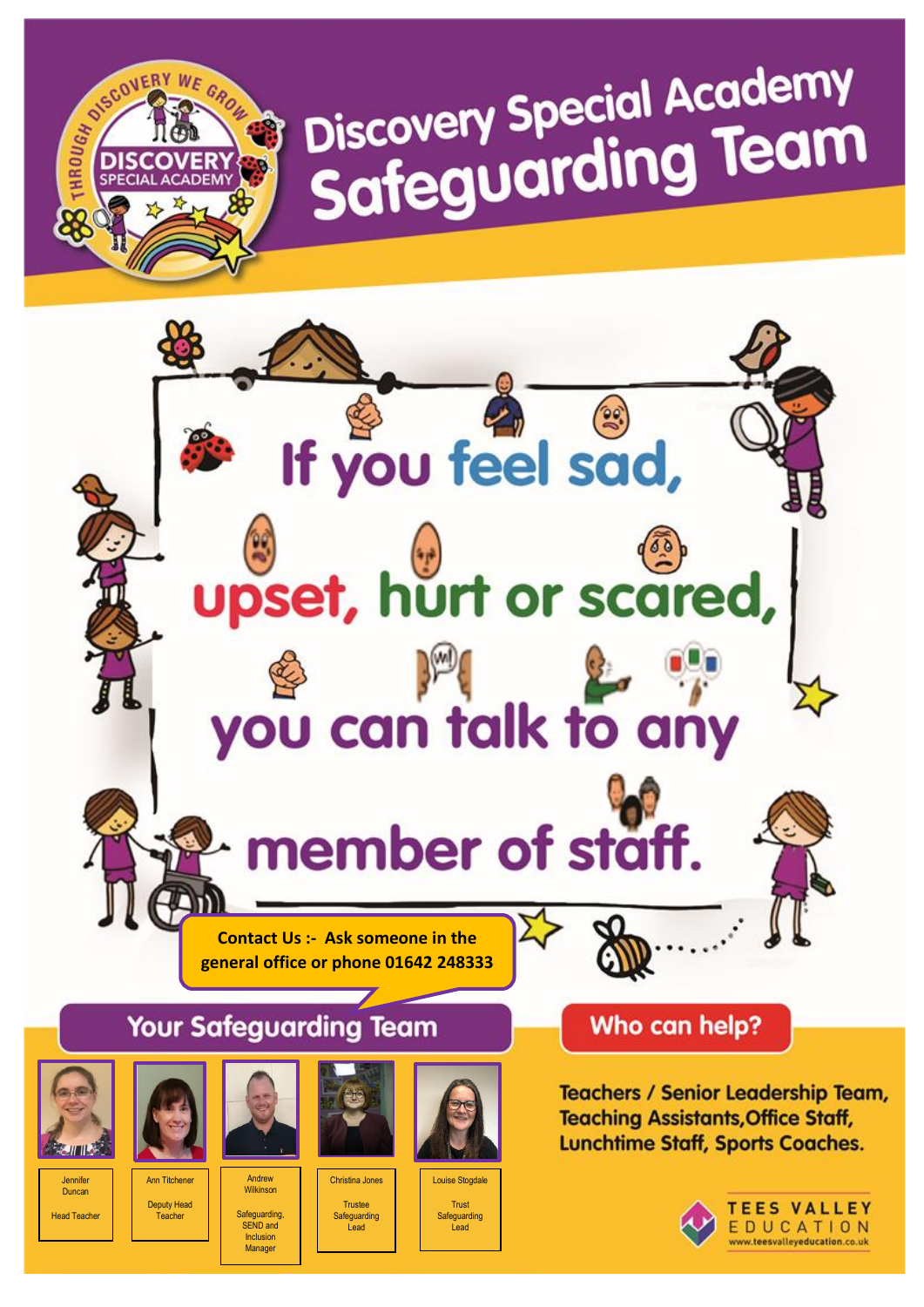# Discovery Special Academy Safeguarding Team

## If you feel sad, upset, hurt or scared, you can talk to any member of staff.

**Contact Us :- Ask someone in the general office or phone 01642 248333**

## Your Safeguarding Team

| Jennifer Duncan | Ann Titchener | Andrew Wilkinson | Christina Jones | Louise Stogdale |
|---|---|---|---|---|
| Head Teacher | Deputy Head Teacher | Safeguarding, SEND and Inclusion Manager | Trustee Safeguarding Lead | Trust Safeguarding Lead |

## Who can help?

Teachers / Senior Leadership Team, Teaching Assistants, Office Staff, Lunchtime Staff, Sports Coaches.

TEES VALLEY EDUCATION
www.teesvalleyeducation.co.uk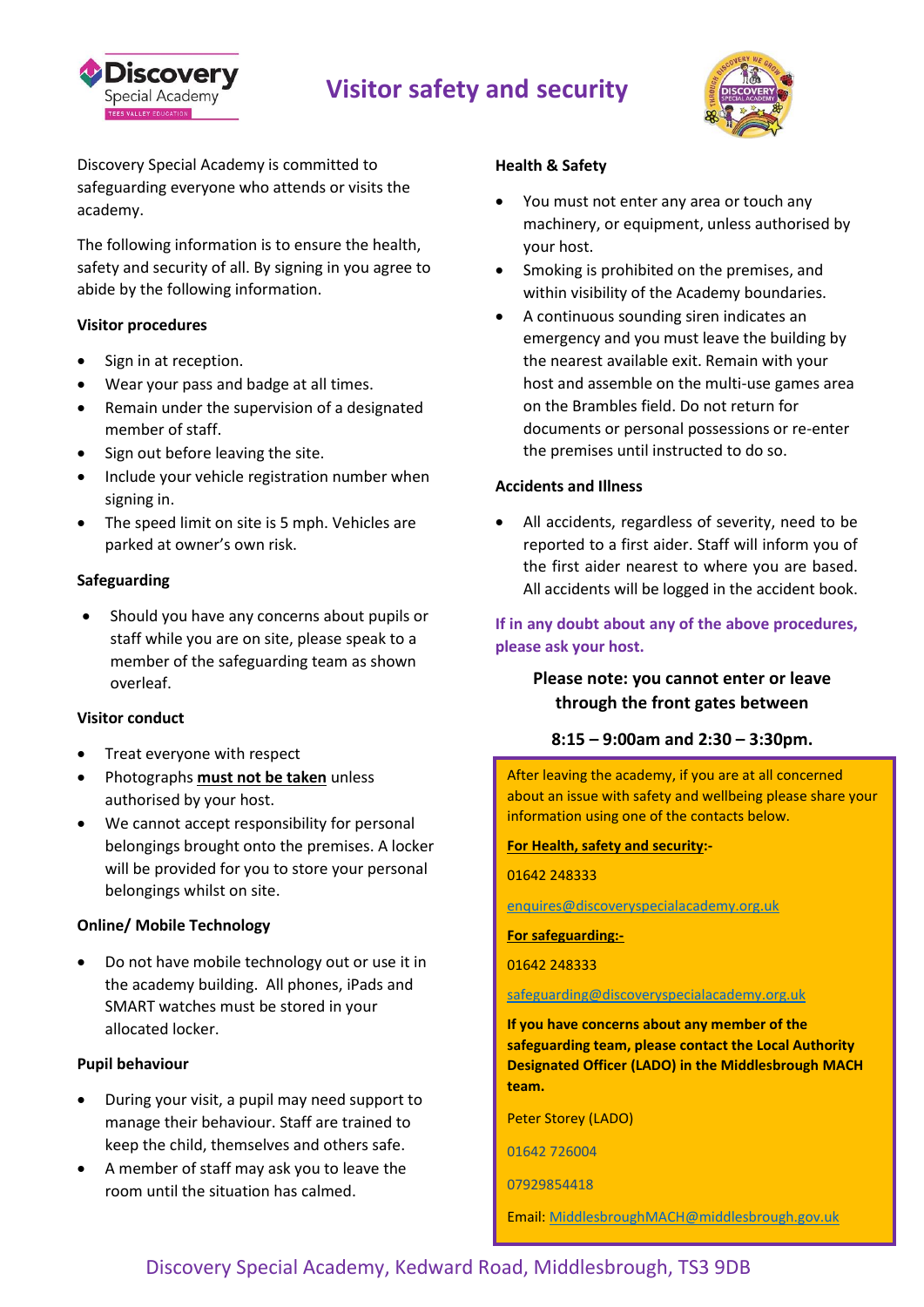# Visitor safety and security

Discovery Special Academy is committed to safeguarding everyone who attends or visits the academy.

The following information is to ensure the health, safety and security of all. By signing in you agree to abide by the following information.

**Visitor procedures**

- Sign in at reception.
- Wear your pass and badge at all times.
- Remain under the supervision of a designated member of staff.
- Sign out before leaving the site.
- Include your vehicle registration number when signing in.
- The speed limit on site is 5 mph. Vehicles are parked at owner's own risk.

**Safeguarding**

- Should you have any concerns about pupils or staff while you are on site, please speak to a member of the safeguarding team as shown overleaf.

**Visitor conduct**

- Treat everyone with respect
- Photographs **must not be taken** unless authorised by your host.
- We cannot accept responsibility for personal belongings brought onto the premises. A locker will be provided for you to store your personal belongings whilst on site.

**Online/ Mobile Technology**

- Do not have mobile technology out or use it in the academy building. All phones, iPads and SMART watches must be stored in your allocated locker.

**Pupil behaviour**

- During your visit, a pupil may need support to manage their behaviour. Staff are trained to keep the child, themselves and others safe.
- A member of staff may ask you to leave the room until the situation has calmed.

**Health & Safety**

- You must not enter any area or touch any machinery, or equipment, unless authorised by your host.
- Smoking is prohibited on the premises, and within visibility of the Academy boundaries.
- A continuous sounding siren indicates an emergency and you must leave the building by the nearest available exit. Remain with your host and assemble on the multi-use games area on the Brambles field. Do not return for documents or personal possessions or re-enter the premises until instructed to do so.

**Accidents and Illness**

- All accidents, regardless of severity, need to be reported to a first aider. Staff will inform you of the first aider nearest to where you are based. All accidents will be logged in the accident book.

**If in any doubt about any of the above procedures, please ask your host.**

**Please note: you cannot enter or leave through the front gates between**

**8:15 – 9:00am and 2:30 – 3:30pm.**

After leaving the academy, if you are at all concerned about an issue with safety and wellbeing please share your information using one of the contacts below.

**For Health, safety and security:-**

01642 248333

enquires@discoveryspecialacademy.org.uk

**For safeguarding:-**

01642 248333

safeguarding@discoveryspecialacademy.org.uk

**If you have concerns about any member of the safeguarding team, please contact the Local Authority Designated Officer (LADO) in the Middlesbrough MACH team.**

Peter Storey (LADO)

01642 726004

07929854418

Email: MiddlesbroughMACH@middlesbrough.gov.uk

Discovery Special Academy, Kedward Road, Middlesbrough, TS3 9DB